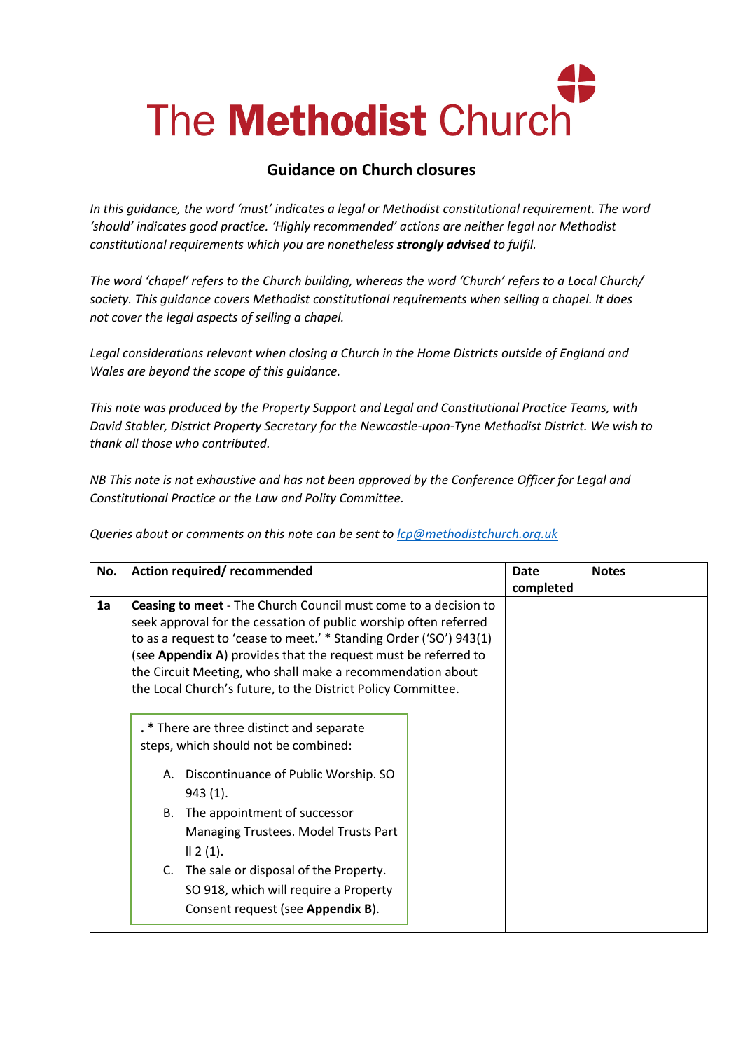# The **Methodist** Church

## Guidance on Church closures

*In this guidance, the word 'must' indicates a legal or Methodist constitutional requirement. The word 'should' indicates good practice. 'Highly recommended' actions are neither legal nor Methodist constitutional requirements which you are nonetheless **strongly advised** to fulfil.*

*The word 'chapel' refers to the Church building, whereas the word 'Church' refers to a Local Church/ society. This guidance covers Methodist constitutional requirements when selling a chapel. It does not cover the legal aspects of selling a chapel.*

*Legal considerations relevant when closing a Church in the Home Districts outside of England and Wales are beyond the scope of this guidance.*

*This note was produced by the Property Support and Legal and Constitutional Practice Teams, with David Stabler, District Property Secretary for the Newcastle-upon-Tyne Methodist District. We wish to thank all those who contributed.*

*NB This note is not exhaustive and has not been approved by the Conference Officer for Legal and Constitutional Practice or the Law and Polity Committee.*

*Queries about or comments on this note can be sent to [lcp@methodistchurch.org.uk](mailto:lcp@methodistchurch.org.uk)*

| No. | Action required/ recommended | Date completed | Notes |
|---|---|---|---|
| 1a | **Ceasing to meet** - The Church Council must come to a decision to seek approval for the cessation of public worship often referred to as a request to 'cease to meet.' * Standing Order ('SO') 943(1) (see **Appendix A**) provides that the request must be referred to the Circuit Meeting, who shall make a recommendation about the Local Church's future, to the District Policy Committee.<br><br>**.** * There are three distinct and separate steps, which should not be combined:<br><br>A. Discontinuance of Public Worship. SO 943 (1).<br>B. The appointment of successor Managing Trustees. Model Trusts Part II 2 (1).<br>C. The sale or disposal of the Property. SO 918, which will require a Property Consent request (see **Appendix B**). | | |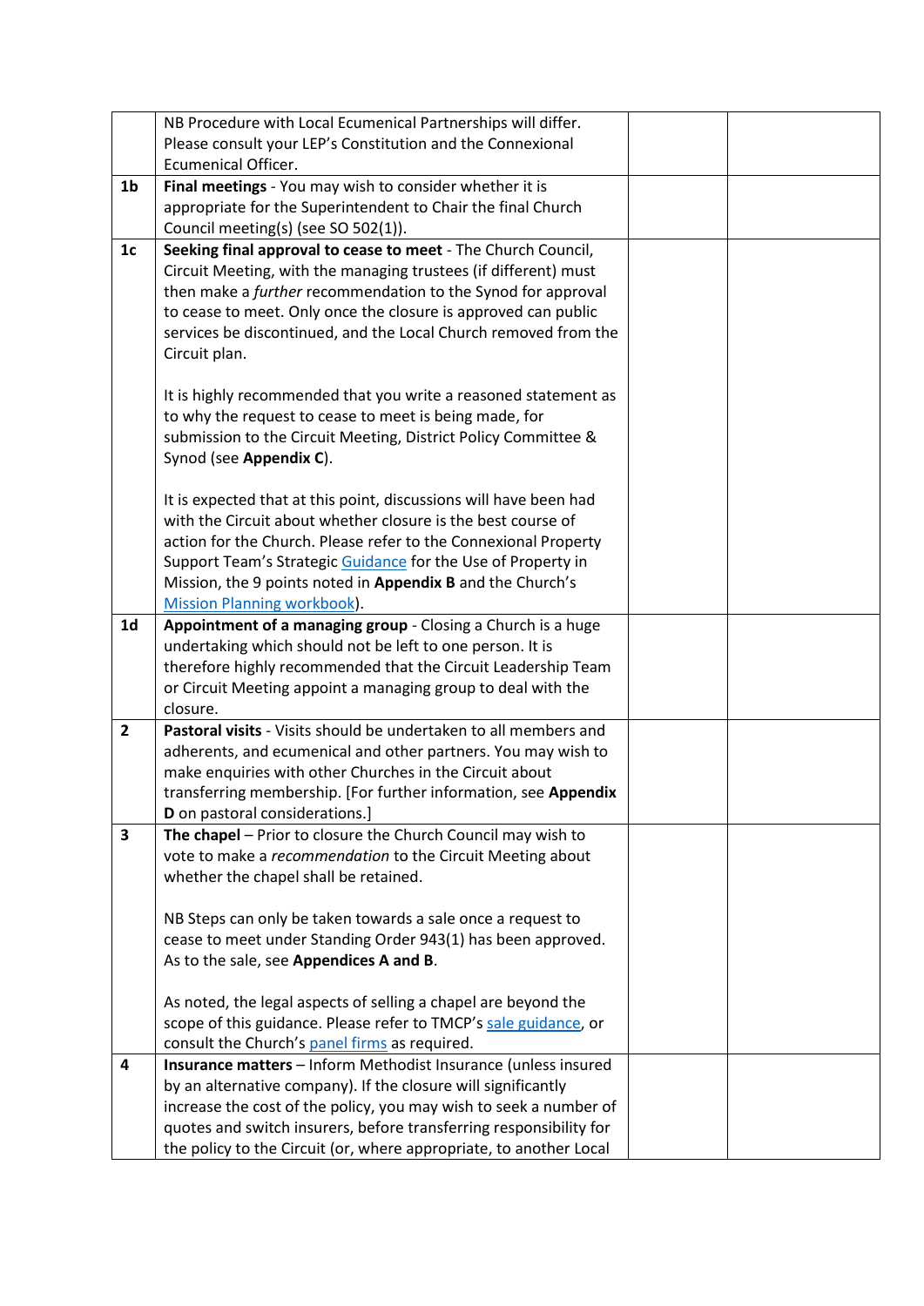| | | | |
|---|---|---|---|
| | NB Procedure with Local Ecumenical Partnerships will differ. Please consult your LEP's Constitution and the Connexional Ecumenical Officer. | | |
| **1b** | **Final meetings** - You may wish to consider whether it is appropriate for the Superintendent to Chair the final Church Council meeting(s) (see SO 502(1)). | | |
| **1c** | **Seeking final approval to cease to meet** - The Church Council, Circuit Meeting, with the managing trustees (if different) must then make a *further* recommendation to the Synod for approval to cease to meet. Only once the closure is approved can public services be discontinued, and the Local Church removed from the Circuit plan.<br><br>It is highly recommended that you write a reasoned statement as to why the request to cease to meet is being made, for submission to the Circuit Meeting, District Policy Committee & Synod (see **Appendix C**).<br><br>It is expected that at this point, discussions will have been had with the Circuit about whether closure is the best course of action for the Church. Please refer to the Connexional Property Support Team's Strategic Guidance for the Use of Property in Mission, the 9 points noted in **Appendix B** and the Church's Mission Planning workbook). | | |
| **1d** | **Appointment of a managing group** - Closing a Church is a huge undertaking which should not be left to one person. It is therefore highly recommended that the Circuit Leadership Team or Circuit Meeting appoint a managing group to deal with the closure. | | |
| **2** | **Pastoral visits** - Visits should be undertaken to all members and adherents, and ecumenical and other partners. You may wish to make enquiries with other Churches in the Circuit about transferring membership. [For further information, see **Appendix D** on pastoral considerations.] | | |
| **3** | **The chapel** – Prior to closure the Church Council may wish to vote to make a *recommendation* to the Circuit Meeting about whether the chapel shall be retained.<br><br>NB Steps can only be taken towards a sale once a request to cease to meet under Standing Order 943(1) has been approved. As to the sale, see **Appendices A and B**.<br><br>As noted, the legal aspects of selling a chapel are beyond the scope of this guidance. Please refer to TMCP's sale guidance, or consult the Church's panel firms as required. | | |
| **4** | **Insurance matters** – Inform Methodist Insurance (unless insured by an alternative company). If the closure will significantly increase the cost of the policy, you may wish to seek a number of quotes and switch insurers, before transferring responsibility for the policy to the Circuit (or, where appropriate, to another Local | | |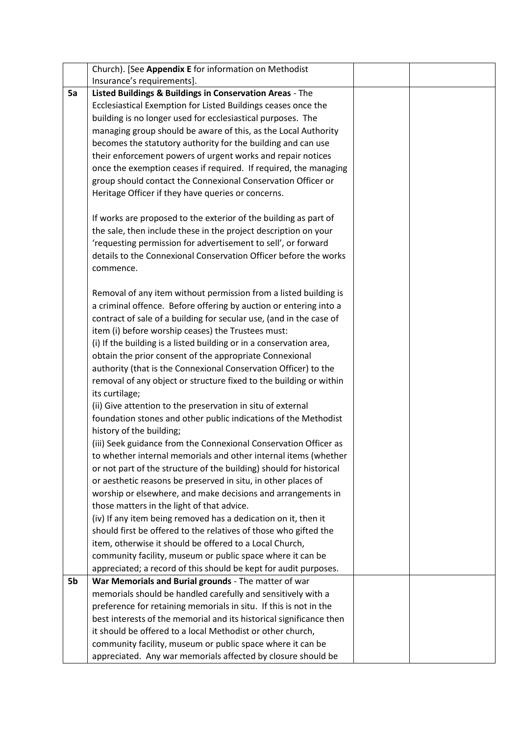| | | | |
|---|---|---|---|
| | Church). [See **Appendix E** for information on Methodist Insurance's requirements]. | | |
| **5a** | **Listed Buildings & Buildings in Conservation Areas** - The Ecclesiastical Exemption for Listed Buildings ceases once the building is no longer used for ecclesiastical purposes. The managing group should be aware of this, as the Local Authority becomes the statutory authority for the building and can use their enforcement powers of urgent works and repair notices once the exemption ceases if required. If required, the managing group should contact the Connexional Conservation Officer or Heritage Officer if they have queries or concerns.<br><br>If works are proposed to the exterior of the building as part of the sale, then include these in the project description on your 'requesting permission for advertisement to sell', or forward details to the Connexional Conservation Officer before the works commence.<br><br>Removal of any item without permission from a listed building is a criminal offence. Before offering by auction or entering into a contract of sale of a building for secular use, (and in the case of item (i) before worship ceases) the Trustees must:<br>(i) If the building is a listed building or in a conservation area, obtain the prior consent of the appropriate Connexional authority (that is the Connexional Conservation Officer) to the removal of any object or structure fixed to the building or within its curtilage;<br>(ii) Give attention to the preservation in situ of external foundation stones and other public indications of the Methodist history of the building;<br>(iii) Seek guidance from the Connexional Conservation Officer as to whether internal memorials and other internal items (whether or not part of the structure of the building) should for historical or aesthetic reasons be preserved in situ, in other places of worship or elsewhere, and make decisions and arrangements in those matters in the light of that advice.<br>(iv) If any item being removed has a dedication on it, then it should first be offered to the relatives of those who gifted the item, otherwise it should be offered to a Local Church, community facility, museum or public space where it can be appreciated; a record of this should be kept for audit purposes. | | |
| **5b** | **War Memorials and Burial grounds** - The matter of war memorials should be handled carefully and sensitively with a preference for retaining memorials in situ. If this is not in the best interests of the memorial and its historical significance then it should be offered to a local Methodist or other church, community facility, museum or public space where it can be appreciated. Any war memorials affected by closure should be | | |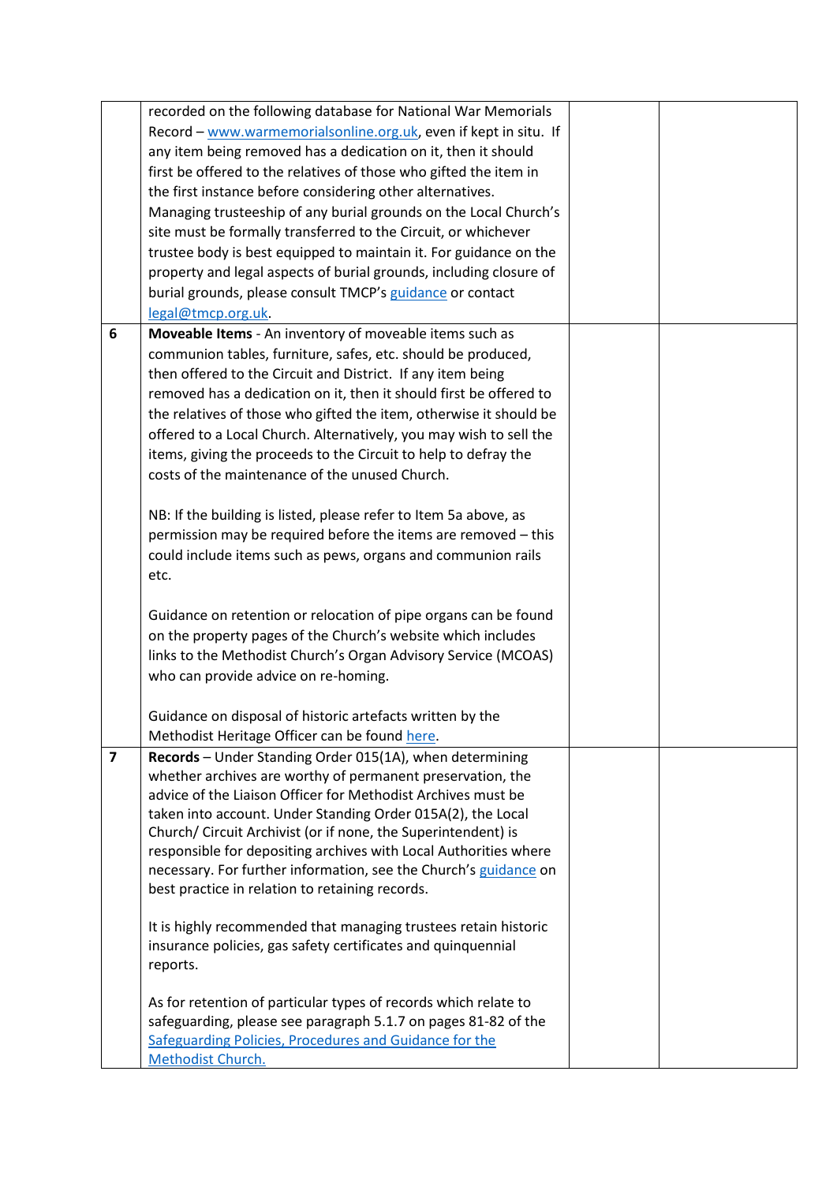| | | | |
|---|---|---|---|
| | recorded on the following database for National War Memorials Record – www.warmemorialsonline.org.uk, even if kept in situ. If any item being removed has a dedication on it, then it should first be offered to the relatives of those who gifted the item in the first instance before considering other alternatives. Managing trusteeship of any burial grounds on the Local Church's site must be formally transferred to the Circuit, or whichever trustee body is best equipped to maintain it. For guidance on the property and legal aspects of burial grounds, including closure of burial grounds, please consult TMCP's guidance or contact legal@tmcp.org.uk. | | |
| **6** | **Moveable Items** - An inventory of moveable items such as communion tables, furniture, safes, etc. should be produced, then offered to the Circuit and District. If any item being removed has a dedication on it, then it should first be offered to the relatives of those who gifted the item, otherwise it should be offered to a Local Church. Alternatively, you may wish to sell the items, giving the proceeds to the Circuit to help to defray the costs of the maintenance of the unused Church.<br><br>NB: If the building is listed, please refer to Item 5a above, as permission may be required before the items are removed – this could include items such as pews, organs and communion rails etc.<br><br>Guidance on retention or relocation of pipe organs can be found on the property pages of the Church's website which includes links to the Methodist Church's Organ Advisory Service (MCOAS) who can provide advice on re-homing.<br><br>Guidance on disposal of historic artefacts written by the Methodist Heritage Officer can be found here. | | |
| **7** | **Records** – Under Standing Order 015(1A), when determining whether archives are worthy of permanent preservation, the advice of the Liaison Officer for Methodist Archives must be taken into account. Under Standing Order 015A(2), the Local Church/ Circuit Archivist (or if none, the Superintendent) is responsible for depositing archives with Local Authorities where necessary. For further information, see the Church's guidance on best practice in relation to retaining records.<br><br>It is highly recommended that managing trustees retain historic insurance policies, gas safety certificates and quinquennial reports.<br><br>As for retention of particular types of records which relate to safeguarding, please see paragraph 5.1.7 on pages 81-82 of the Safeguarding Policies, Procedures and Guidance for the Methodist Church. | | |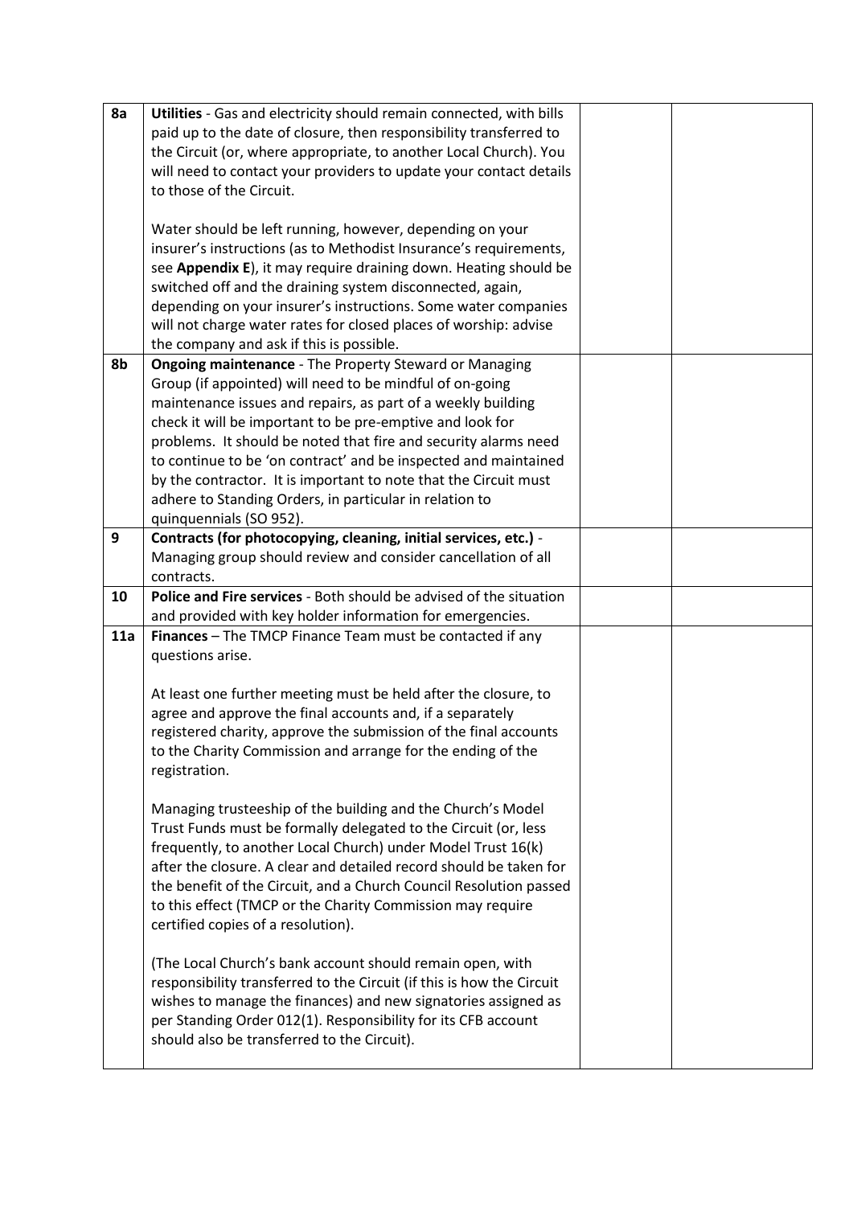| | | | |
|---|---|---|---|
| **8a** | **Utilities** - Gas and electricity should remain connected, with bills paid up to the date of closure, then responsibility transferred to the Circuit (or, where appropriate, to another Local Church). You will need to contact your providers to update your contact details to those of the Circuit.<br><br>Water should be left running, however, depending on your insurer's instructions (as to Methodist Insurance's requirements, see **Appendix E**), it may require draining down. Heating should be switched off and the draining system disconnected, again, depending on your insurer's instructions. Some water companies will not charge water rates for closed places of worship: advise the company and ask if this is possible. | | |
| **8b** | **Ongoing maintenance** - The Property Steward or Managing Group (if appointed) will need to be mindful of on-going maintenance issues and repairs, as part of a weekly building check it will be important to be pre-emptive and look for problems. It should be noted that fire and security alarms need to continue to be 'on contract' and be inspected and maintained by the contractor. It is important to note that the Circuit must adhere to Standing Orders, in particular in relation to quinquennials (SO 952). | | |
| **9** | **Contracts (for photocopying, cleaning, initial services, etc.)** - Managing group should review and consider cancellation of all contracts. | | |
| **10** | **Police and Fire services** - Both should be advised of the situation and provided with key holder information for emergencies. | | |
| **11a** | **Finances** – The TMCP Finance Team must be contacted if any questions arise.<br><br>At least one further meeting must be held after the closure, to agree and approve the final accounts and, if a separately registered charity, approve the submission of the final accounts to the Charity Commission and arrange for the ending of the registration.<br><br>Managing trusteeship of the building and the Church's Model Trust Funds must be formally delegated to the Circuit (or, less frequently, to another Local Church) under Model Trust 16(k) after the closure. A clear and detailed record should be taken for the benefit of the Circuit, and a Church Council Resolution passed to this effect (TMCP or the Charity Commission may require certified copies of a resolution).<br><br>(The Local Church's bank account should remain open, with responsibility transferred to the Circuit (if this is how the Circuit wishes to manage the finances) and new signatories assigned as per Standing Order 012(1). Responsibility for its CFB account should also be transferred to the Circuit). | | |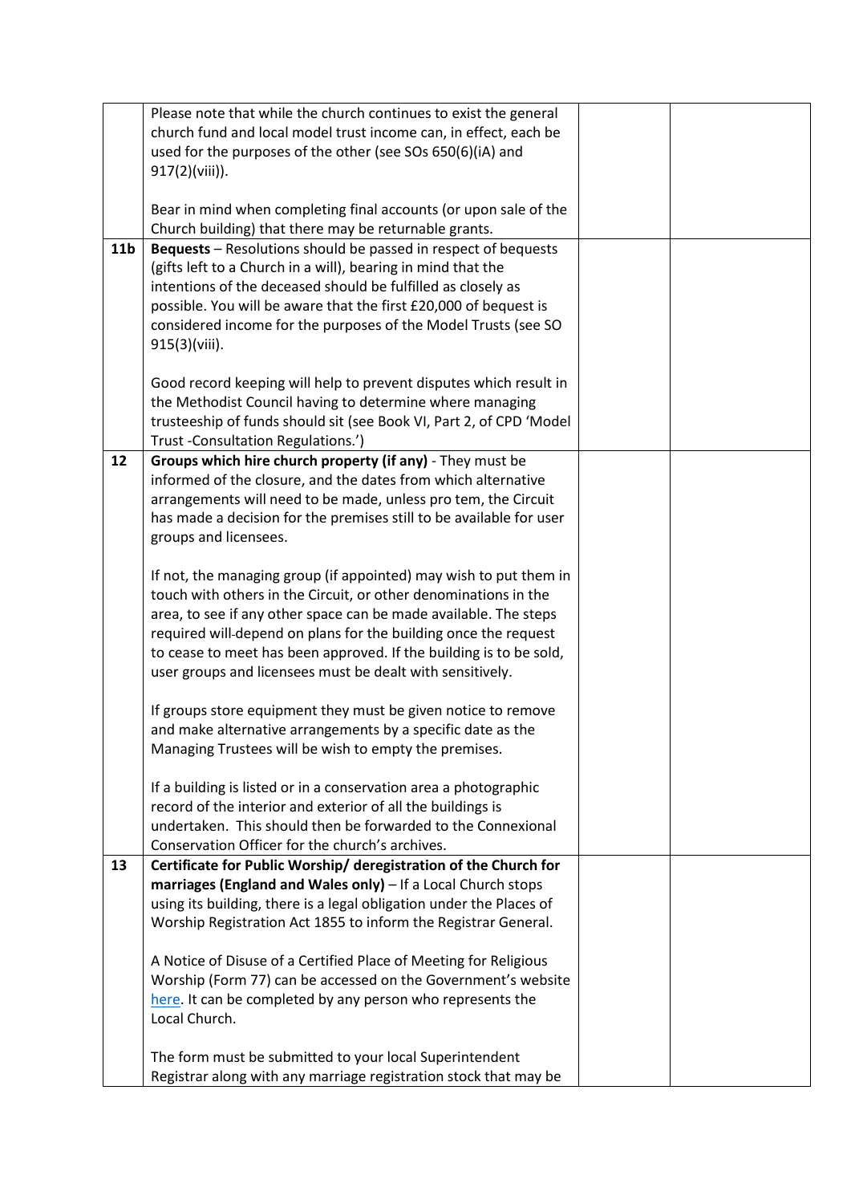|  |  |  |  |
|---|---|---|---|
|  | Please note that while the church continues to exist the general church fund and local model trust income can, in effect, each be used for the purposes of the other (see SOs 650(6)(iA) and 917(2)(viii)).<br><br>Bear in mind when completing final accounts (or upon sale of the Church building) that there may be returnable grants. |  |  |
| **11b** | **Bequests** – Resolutions should be passed in respect of bequests (gifts left to a Church in a will), bearing in mind that the intentions of the deceased should be fulfilled as closely as possible. You will be aware that the first £20,000 of bequest is considered income for the purposes of the Model Trusts (see SO 915(3)(viii).<br><br>Good record keeping will help to prevent disputes which result in the Methodist Council having to determine where managing trusteeship of funds should sit (see Book VI, Part 2, of CPD 'Model Trust -Consultation Regulations.') |  |  |
| **12** | **Groups which hire church property (if any)** - They must be informed of the closure, and the dates from which alternative arrangements will need to be made, unless pro tem, the Circuit has made a decision for the premises still to be available for user groups and licensees.<br><br>If not, the managing group (if appointed) may wish to put them in touch with others in the Circuit, or other denominations in the area, to see if any other space can be made available. The steps required will depend on plans for the building once the request to cease to meet has been approved. If the building is to be sold, user groups and licensees must be dealt with sensitively.<br><br>If groups store equipment they must be given notice to remove and make alternative arrangements by a specific date as the Managing Trustees will be wish to empty the premises.<br><br>If a building is listed or in a conservation area a photographic record of the interior and exterior of all the buildings is undertaken. This should then be forwarded to the Connexional Conservation Officer for the church's archives. |  |  |
| **13** | **Certificate for Public Worship/ deregistration of the Church for marriages (England and Wales only)** – If a Local Church stops using its building, there is a legal obligation under the Places of Worship Registration Act 1855 to inform the Registrar General.<br><br>A Notice of Disuse of a Certified Place of Meeting for Religious Worship (Form 77) can be accessed on the Government's website here. It can be completed by any person who represents the Local Church.<br><br>The form must be submitted to your local Superintendent Registrar along with any marriage registration stock that may be |  |  |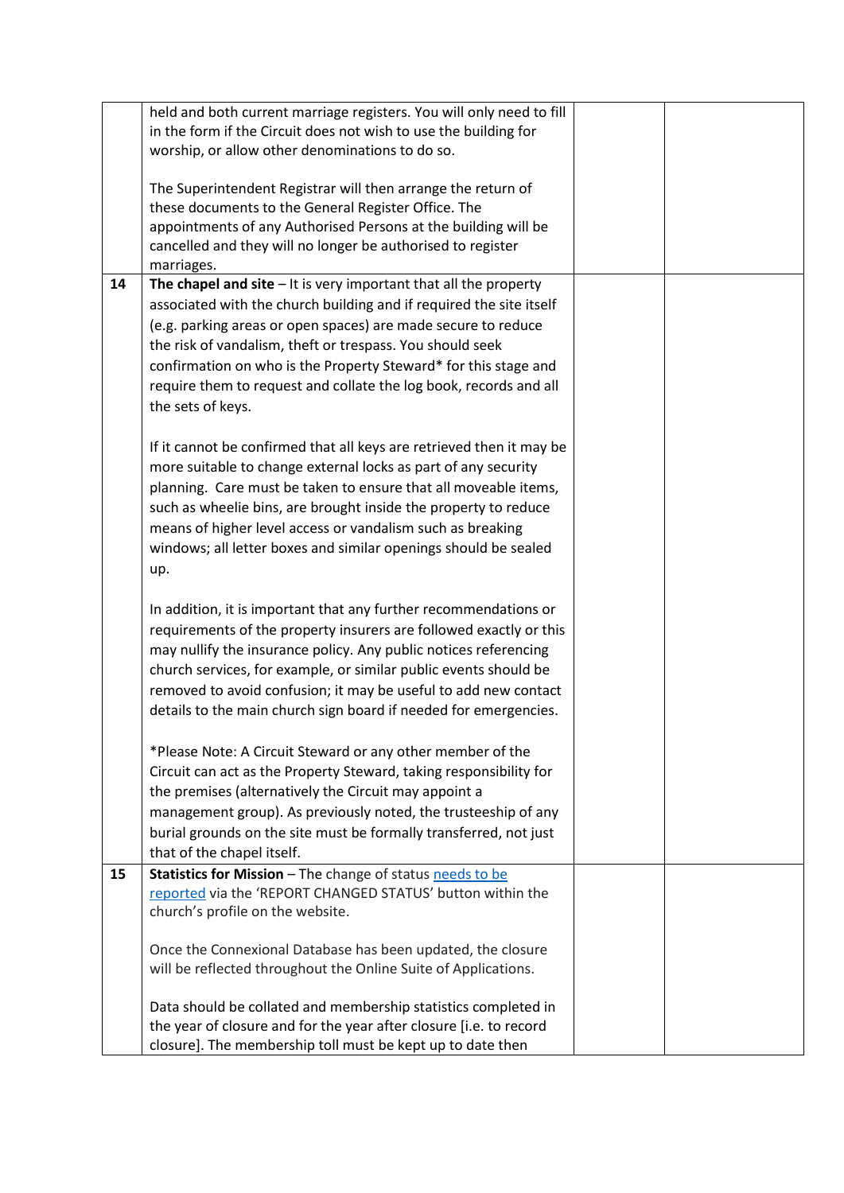| | | | |
|---|---|---|---|
| | held and both current marriage registers. You will only need to fill in the form if the Circuit does not wish to use the building for worship, or allow other denominations to do so.<br><br>The Superintendent Registrar will then arrange the return of these documents to the General Register Office. The appointments of any Authorised Persons at the building will be cancelled and they will no longer be authorised to register marriages. | | |
| 14 | **The chapel and site** – It is very important that all the property associated with the church building and if required the site itself (e.g. parking areas or open spaces) are made secure to reduce the risk of vandalism, theft or trespass. You should seek confirmation on who is the Property Steward* for this stage and require them to request and collate the log book, records and all the sets of keys.<br><br>If it cannot be confirmed that all keys are retrieved then it may be more suitable to change external locks as part of any security planning. Care must be taken to ensure that all moveable items, such as wheelie bins, are brought inside the property to reduce means of higher level access or vandalism such as breaking windows; all letter boxes and similar openings should be sealed up.<br><br>In addition, it is important that any further recommendations or requirements of the property insurers are followed exactly or this may nullify the insurance policy. Any public notices referencing church services, for example, or similar public events should be removed to avoid confusion; it may be useful to add new contact details to the main church sign board if needed for emergencies.<br><br>*Please Note: A Circuit Steward or any other member of the Circuit can act as the Property Steward, taking responsibility for the premises (alternatively the Circuit may appoint a management group). As previously noted, the trusteeship of any burial grounds on the site must be formally transferred, not just that of the chapel itself. | | |
| 15 | **Statistics for Mission** – The change of status needs to be reported via the 'REPORT CHANGED STATUS' button within the church's profile on the website.<br><br>Once the Connexional Database has been updated, the closure will be reflected throughout the Online Suite of Applications.<br><br>Data should be collated and membership statistics completed in the year of closure and for the year after closure [i.e. to record closure]. The membership toll must be kept up to date then | | |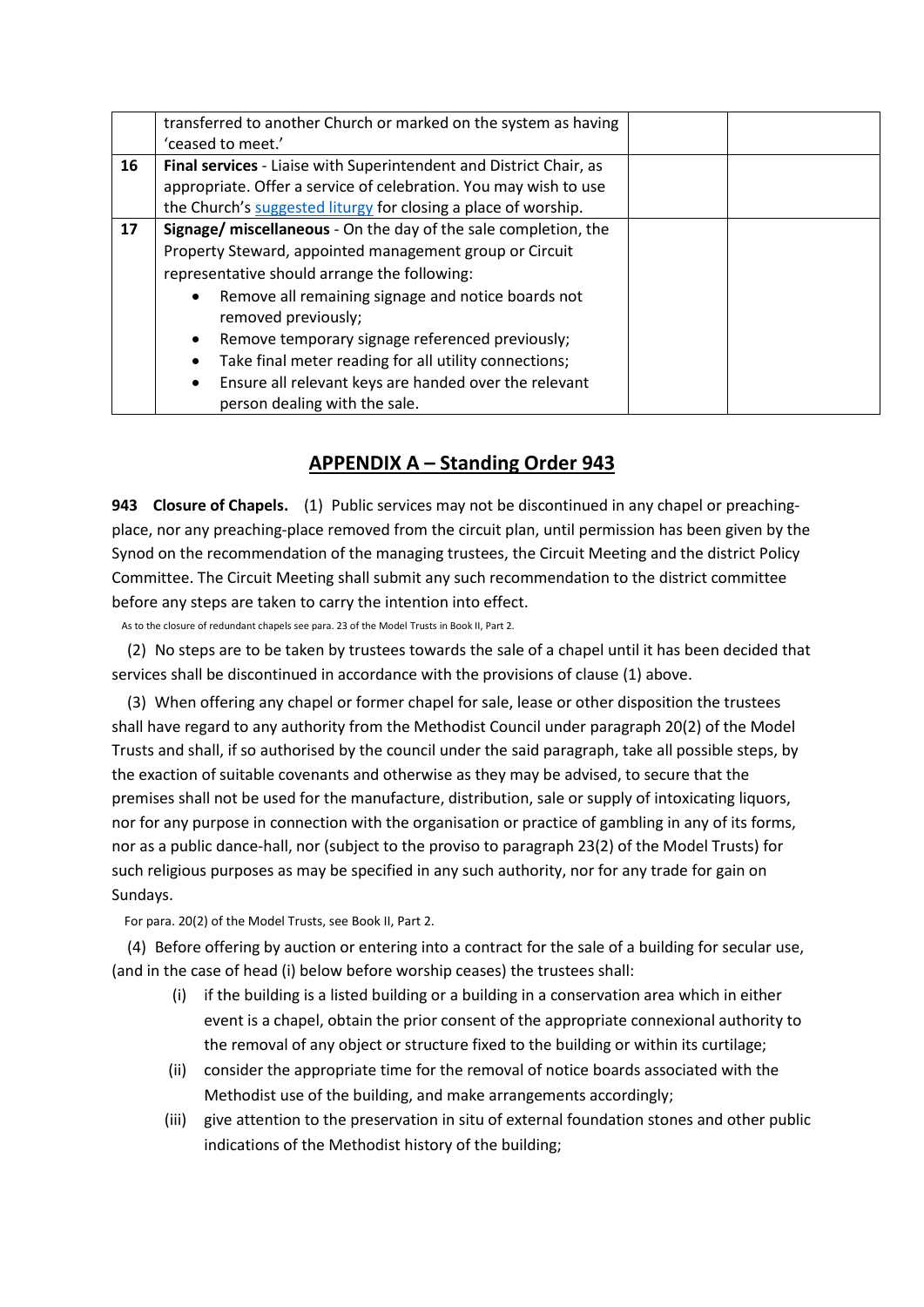|  |  |  |  |
|---|---|---|---|
|  | transferred to another Church or marked on the system as having 'ceased to meet.' |  |  |
| 16 | **Final services** - Liaise with Superintendent and District Chair, as appropriate. Offer a service of celebration. You may wish to use the Church's suggested liturgy for closing a place of worship. |  |  |
| 17 | **Signage/ miscellaneous** - On the day of the sale completion, the Property Steward, appointed management group or Circuit representative should arrange the following:<br>• Remove all remaining signage and notice boards not removed previously;<br>• Remove temporary signage referenced previously;<br>• Take final meter reading for all utility connections;<br>• Ensure all relevant keys are handed over the relevant person dealing with the sale. |  |  |

## APPENDIX A – Standing Order 943

**943 Closure of Chapels.** (1) Public services may not be discontinued in any chapel or preaching-place, nor any preaching-place removed from the circuit plan, until permission has been given by the Synod on the recommendation of the managing trustees, the Circuit Meeting and the district Policy Committee. The Circuit Meeting shall submit any such recommendation to the district committee before any steps are taken to carry the intention into effect.

As to the closure of redundant chapels see para. 23 of the Model Trusts in Book II, Part 2.

(2) No steps are to be taken by trustees towards the sale of a chapel until it has been decided that services shall be discontinued in accordance with the provisions of clause (1) above.

(3) When offering any chapel or former chapel for sale, lease or other disposition the trustees shall have regard to any authority from the Methodist Council under paragraph 20(2) of the Model Trusts and shall, if so authorised by the council under the said paragraph, take all possible steps, by the exaction of suitable covenants and otherwise as they may be advised, to secure that the premises shall not be used for the manufacture, distribution, sale or supply of intoxicating liquors, nor for any purpose in connection with the organisation or practice of gambling in any of its forms, nor as a public dance-hall, nor (subject to the proviso to paragraph 23(2) of the Model Trusts) for such religious purposes as may be specified in any such authority, nor for any trade for gain on Sundays.

For para. 20(2) of the Model Trusts, see Book II, Part 2.

(4) Before offering by auction or entering into a contract for the sale of a building for secular use, (and in the case of head (i) below before worship ceases) the trustees shall:

(i) if the building is a listed building or a building in a conservation area which in either event is a chapel, obtain the prior consent of the appropriate connexional authority to the removal of any object or structure fixed to the building or within its curtilage;

(ii) consider the appropriate time for the removal of notice boards associated with the Methodist use of the building, and make arrangements accordingly;

(iii) give attention to the preservation in situ of external foundation stones and other public indications of the Methodist history of the building;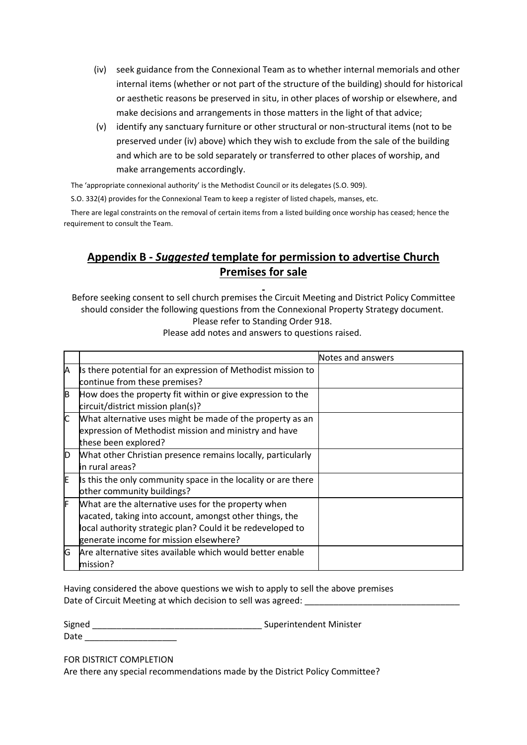(iv) seek guidance from the Connexional Team as to whether internal memorials and other internal items (whether or not part of the structure of the building) should for historical or aesthetic reasons be preserved in situ, in other places of worship or elsewhere, and make decisions and arrangements in those matters in the light of that advice;

(v) identify any sanctuary furniture or other structural or non-structural items (not to be preserved under (iv) above) which they wish to exclude from the sale of the building and which are to be sold separately or transferred to other places of worship, and make arrangements accordingly.

The 'appropriate connexional authority' is the Methodist Council or its delegates (S.O. 909).

S.O. 332(4) provides for the Connexional Team to keep a register of listed chapels, manses, etc.

There are legal constraints on the removal of certain items from a listed building once worship has ceased; hence the requirement to consult the Team.

## **Appendix B - *Suggested* template for permission to advertise Church Premises for sale**

Before seeking consent to sell church premises the Circuit Meeting and District Policy Committee should consider the following questions from the Connexional Property Strategy document. Please refer to Standing Order 918.
Please add notes and answers to questions raised.

| | | Notes and answers |
|---|---|---|
| A | Is there potential for an expression of Methodist mission to continue from these premises? | |
| B | How does the property fit within or give expression to the circuit/district mission plan(s)? | |
| C | What alternative uses might be made of the property as an expression of Methodist mission and ministry and have these been explored? | |
| D | What other Christian presence remains locally, particularly in rural areas? | |
| E | Is this the only community space in the locality or are there other community buildings? | |
| F | What are the alternative uses for the property when vacated, taking into account, amongst other things, the local authority strategic plan? Could it be redeveloped to generate income for mission elsewhere? | |
| G | Are alternative sites available which would better enable mission? | |

Having considered the above questions we wish to apply to sell the above premises
Date of Circuit Meeting at which decision to sell was agreed: _______________________________

Signed __________________________________ Superintendent Minister
Date ___________________

FOR DISTRICT COMPLETION
Are there any special recommendations made by the District Policy Committee?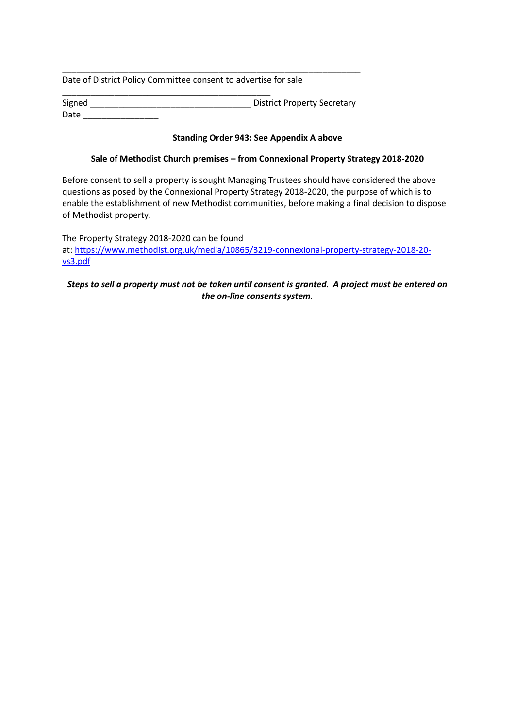\_\_\_\_\_\_\_\_\_\_\_\_\_\_\_\_\_\_\_\_\_\_\_\_\_\_\_\_\_\_\_\_\_\_\_\_\_\_\_\_\_\_\_\_\_\_\_\_\_\_\_\_\_\_\_\_\_\_\_\_\_\_

Date of District Policy Committee consent to advertise for sale

\_\_\_\_\_\_\_\_\_\_\_\_\_\_\_\_\_\_\_\_\_\_\_\_\_\_\_\_\_\_\_\_\_\_\_\_\_\_\_\_\_\_\_\_\_\_

Signed \_\_\_\_\_\_\_\_\_\_\_\_\_\_\_\_\_\_\_\_\_\_\_\_\_\_\_\_\_\_\_\_\_\_\_ District Property Secretary

Date \_\_\_\_\_\_\_\_\_\_\_\_\_\_\_\_\_

**Standing Order 943: See Appendix A above**

**Sale of Methodist Church premises – from Connexional Property Strategy 2018-2020**

Before consent to sell a property is sought Managing Trustees should have considered the above questions as posed by the Connexional Property Strategy 2018-2020, the purpose of which is to enable the establishment of new Methodist communities, before making a final decision to dispose of Methodist property.

The Property Strategy 2018-2020 can be found at: [https://www.methodist.org.uk/media/10865/3219-connexional-property-strategy-2018-20-vs3.pdf](https://www.methodist.org.uk/media/10865/3219-connexional-property-strategy-2018-20-vs3.pdf)

***Steps to sell a property must not be taken until consent is granted. A project must be entered on the on-line consents system.***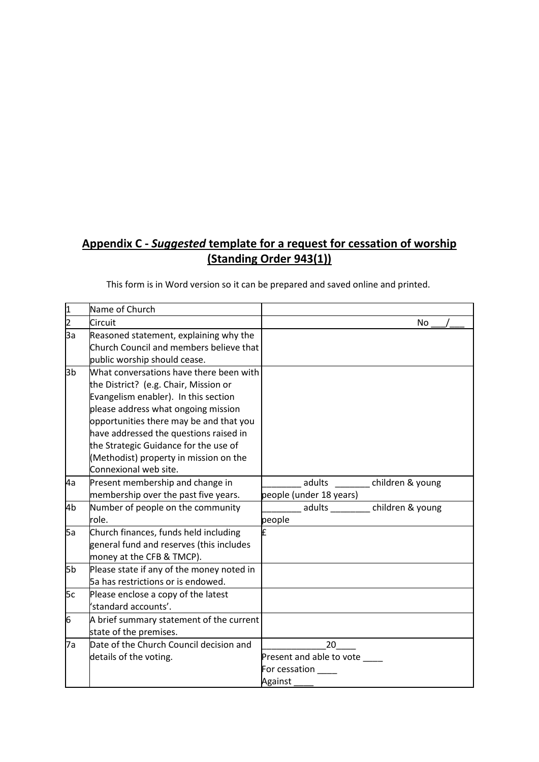## **Appendix C -** ***Suggested*** **template for a request for cessation of worship (Standing Order 943(1))**

This form is in Word version so it can be prepared and saved online and printed.

| | | |
|---|---|---|
| 1 | Name of Church | |
| 2 | Circuit | No ___/___ |
| 3a | Reasoned statement, explaining why the Church Council and members believe that public worship should cease. | |
| 3b | What conversations have there been with the District? (e.g. Chair, Mission or Evangelism enabler). In this section please address what ongoing mission opportunities there may be and that you have addressed the questions raised in the Strategic Guidance for the use of (Methodist) property in mission on the Connexional web site. | |
| 4a | Present membership and change in membership over the past five years. | ________ adults _______ children & young people (under 18 years) |
| 4b | Number of people on the community role. | ________ adults ________ children & young people |
| 5a | Church finances, funds held including general fund and reserves (this includes money at the CFB & TMCP). | £ |
| 5b | Please state if any of the money noted in 5a has restrictions or is endowed. | |
| 5c | Please enclose a copy of the latest 'standard accounts'. | |
| 6 | A brief summary statement of the current state of the premises. | |
| 7a | Date of the Church Council decision and details of the voting. | _____________20____ <br> Present and able to vote ____ <br> For cessation ____ <br> Against ____ |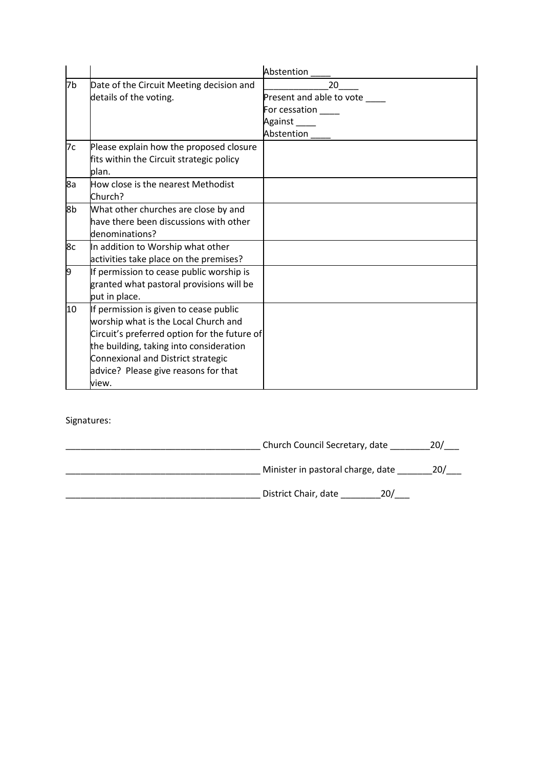| | | |
|---|---|---|
| | | Abstention ____ |
| 7b | Date of the Circuit Meeting decision and details of the voting. | ____________20____<br>Present and able to vote ____<br>For cessation ____<br>Against ____<br>Abstention ____ |
| 7c | Please explain how the proposed closure fits within the Circuit strategic policy plan. | |
| 8a | How close is the nearest Methodist Church? | |
| 8b | What other churches are close by and have there been discussions with other denominations? | |
| 8c | In addition to Worship what other activities take place on the premises? | |
| 9 | If permission to cease public worship is granted what pastoral provisions will be put in place. | |
| 10 | If permission is given to cease public worship what is the Local Church and Circuit's preferred option for the future of the building, taking into consideration Connexional and District strategic advice? Please give reasons for that view. | |

Signatures:

_______________________________________ Church Council Secretary, date ________20/___

_______________________________________ Minister in pastoral charge, date _______20/___

_______________________________________ District Chair, date ________20/___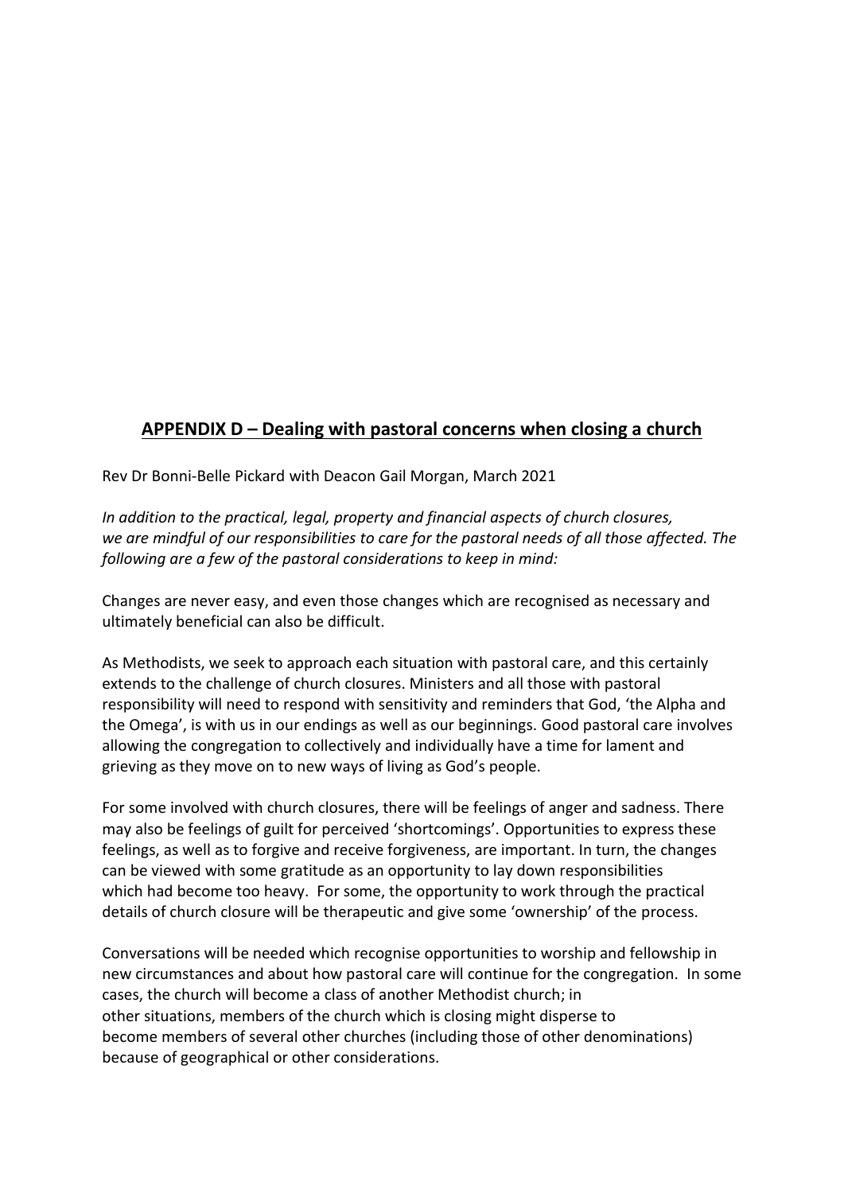## **APPENDIX D – Dealing with pastoral concerns when closing a church**

Rev Dr Bonni-Belle Pickard with Deacon Gail Morgan, March 2021

*In addition to the practical, legal, property and financial aspects of church closures, we are mindful of our responsibilities to care for the pastoral needs of all those affected. The following are a few of the pastoral considerations to keep in mind:*

Changes are never easy, and even those changes which are recognised as necessary and ultimately beneficial can also be difficult.

As Methodists, we seek to approach each situation with pastoral care, and this certainly extends to the challenge of church closures. Ministers and all those with pastoral responsibility will need to respond with sensitivity and reminders that God, 'the Alpha and the Omega', is with us in our endings as well as our beginnings. Good pastoral care involves allowing the congregation to collectively and individually have a time for lament and grieving as they move on to new ways of living as God's people.

For some involved with church closures, there will be feelings of anger and sadness. There may also be feelings of guilt for perceived 'shortcomings'. Opportunities to express these feelings, as well as to forgive and receive forgiveness, are important. In turn, the changes can be viewed with some gratitude as an opportunity to lay down responsibilities which had become too heavy. For some, the opportunity to work through the practical details of church closure will be therapeutic and give some 'ownership' of the process.

Conversations will be needed which recognise opportunities to worship and fellowship in new circumstances and about how pastoral care will continue for the congregation. In some cases, the church will become a class of another Methodist church; in other situations, members of the church which is closing might disperse to become members of several other churches (including those of other denominations) because of geographical or other considerations.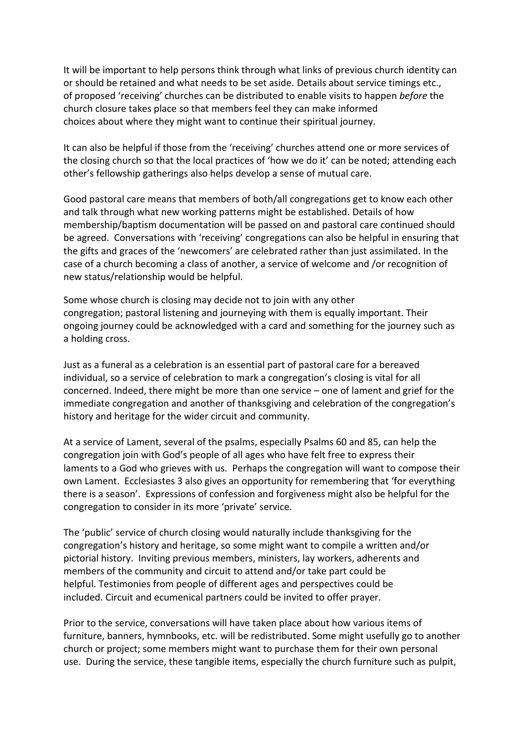It will be important to help persons think through what links of previous church identity can or should be retained and what needs to be set aside. Details about service timings etc., of proposed 'receiving' churches can be distributed to enable visits to happen *before* the church closure takes place so that members feel they can make informed choices about where they might want to continue their spiritual journey.

It can also be helpful if those from the 'receiving' churches attend one or more services of the closing church so that the local practices of 'how we do it' can be noted; attending each other's fellowship gatherings also helps develop a sense of mutual care.

Good pastoral care means that members of both/all congregations get to know each other and talk through what new working patterns might be established. Details of how membership/baptism documentation will be passed on and pastoral care continued should be agreed. Conversations with 'receiving' congregations can also be helpful in ensuring that the gifts and graces of the 'newcomers' are celebrated rather than just assimilated. In the case of a church becoming a class of another, a service of welcome and /or recognition of new status/relationship would be helpful.

Some whose church is closing may decide not to join with any other congregation; pastoral listening and journeying with them is equally important. Their ongoing journey could be acknowledged with a card and something for the journey such as a holding cross.

Just as a funeral as a celebration is an essential part of pastoral care for a bereaved individual, so a service of celebration to mark a congregation's closing is vital for all concerned. Indeed, there might be more than one service – one of lament and grief for the immediate congregation and another of thanksgiving and celebration of the congregation's history and heritage for the wider circuit and community.

At a service of Lament, several of the psalms, especially Psalms 60 and 85, can help the congregation join with God's people of all ages who have felt free to express their laments to a God who grieves with us. Perhaps the congregation will want to compose their own Lament. Ecclesiastes 3 also gives an opportunity for remembering that 'for everything there is a season'. Expressions of confession and forgiveness might also be helpful for the congregation to consider in its more 'private' service.

The 'public' service of church closing would naturally include thanksgiving for the congregation's history and heritage, so some might want to compile a written and/or pictorial history. Inviting previous members, ministers, lay workers, adherents and members of the community and circuit to attend and/or take part could be helpful. Testimonies from people of different ages and perspectives could be included. Circuit and ecumenical partners could be invited to offer prayer.

Prior to the service, conversations will have taken place about how various items of furniture, banners, hymnbooks, etc. will be redistributed. Some might usefully go to another church or project; some members might want to purchase them for their own personal use. During the service, these tangible items, especially the church furniture such as pulpit,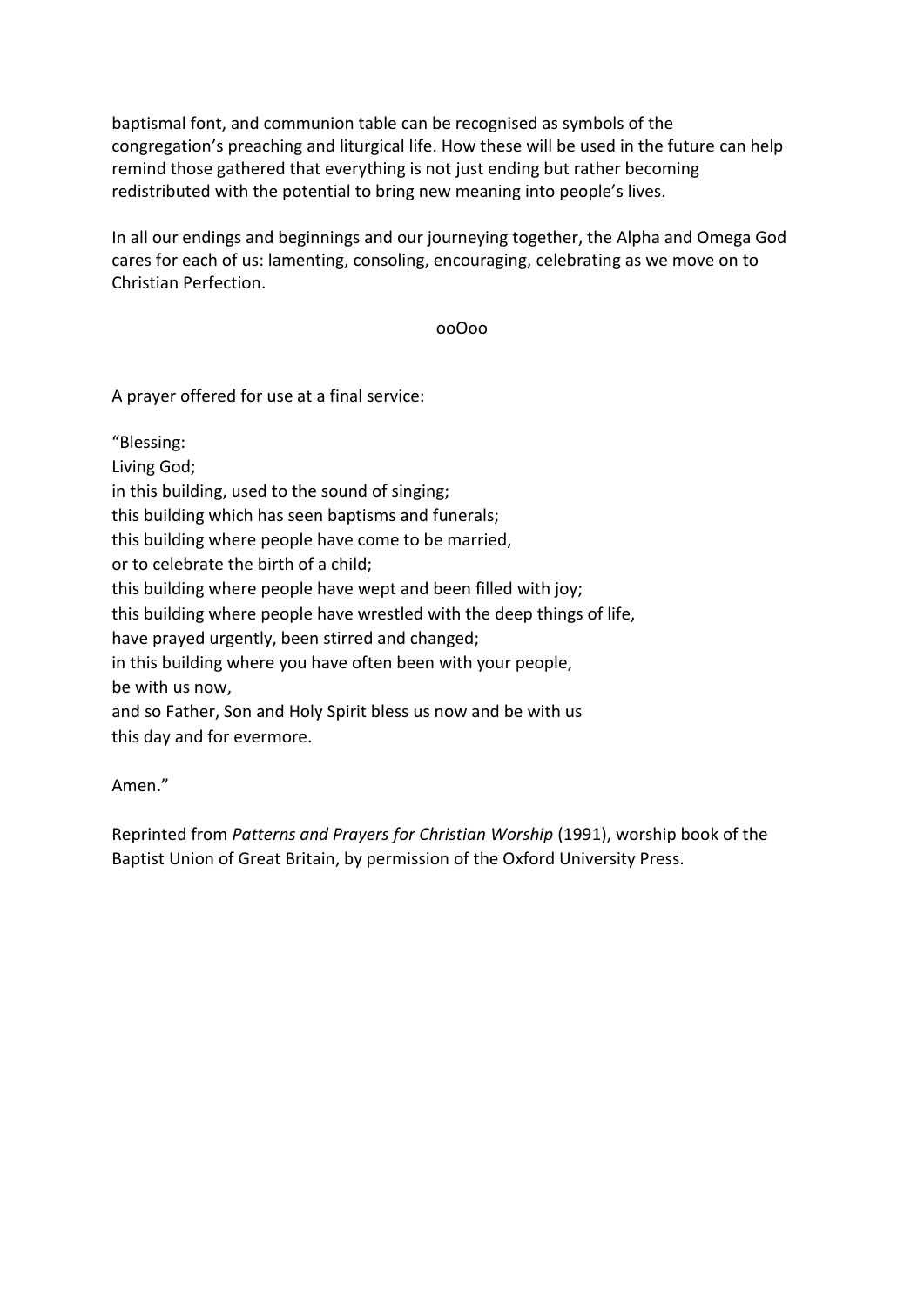baptismal font, and communion table can be recognised as symbols of the congregation's preaching and liturgical life. How these will be used in the future can help remind those gathered that everything is not just ending but rather becoming redistributed with the potential to bring new meaning into people's lives.

In all our endings and beginnings and our journeying together, the Alpha and Omega God cares for each of us: lamenting, consoling, encouraging, celebrating as we move on to Christian Perfection.

ooOoo

A prayer offered for use at a final service:

"Blessing:  
Living God;  
in this building, used to the sound of singing;  
this building which has seen baptisms and funerals;  
this building where people have come to be married,  
or to celebrate the birth of a child;  
this building where people have wept and been filled with joy;  
this building where people have wrestled with the deep things of life,  
have prayed urgently, been stirred and changed;  
in this building where you have often been with your people,  
be with us now,  
and so Father, Son and Holy Spirit bless us now and be with us  
this day and for evermore.

Amen."

Reprinted from *Patterns and Prayers for Christian Worship* (1991), worship book of the Baptist Union of Great Britain, by permission of the Oxford University Press.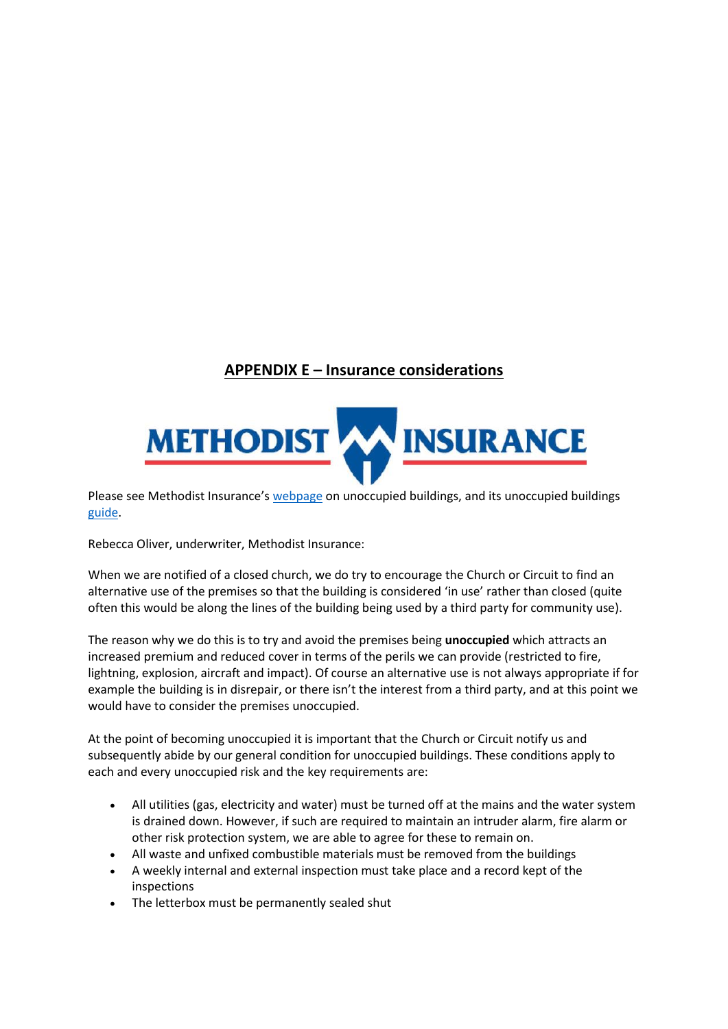## APPENDIX E – Insurance considerations

METHODIST INSURANCE

Please see Methodist Insurance's webpage on unoccupied buildings, and its unoccupied buildings guide.

Rebecca Oliver, underwriter, Methodist Insurance:

When we are notified of a closed church, we do try to encourage the Church or Circuit to find an alternative use of the premises so that the building is considered 'in use' rather than closed (quite often this would be along the lines of the building being used by a third party for community use).

The reason why we do this is to try and avoid the premises being **unoccupied** which attracts an increased premium and reduced cover in terms of the perils we can provide (restricted to fire, lightning, explosion, aircraft and impact). Of course an alternative use is not always appropriate if for example the building is in disrepair, or there isn't the interest from a third party, and at this point we would have to consider the premises unoccupied.

At the point of becoming unoccupied it is important that the Church or Circuit notify us and subsequently abide by our general condition for unoccupied buildings. These conditions apply to each and every unoccupied risk and the key requirements are:

- All utilities (gas, electricity and water) must be turned off at the mains and the water system is drained down. However, if such are required to maintain an intruder alarm, fire alarm or other risk protection system, we are able to agree for these to remain on.
- All waste and unfixed combustible materials must be removed from the buildings
- A weekly internal and external inspection must take place and a record kept of the inspections
- The letterbox must be permanently sealed shut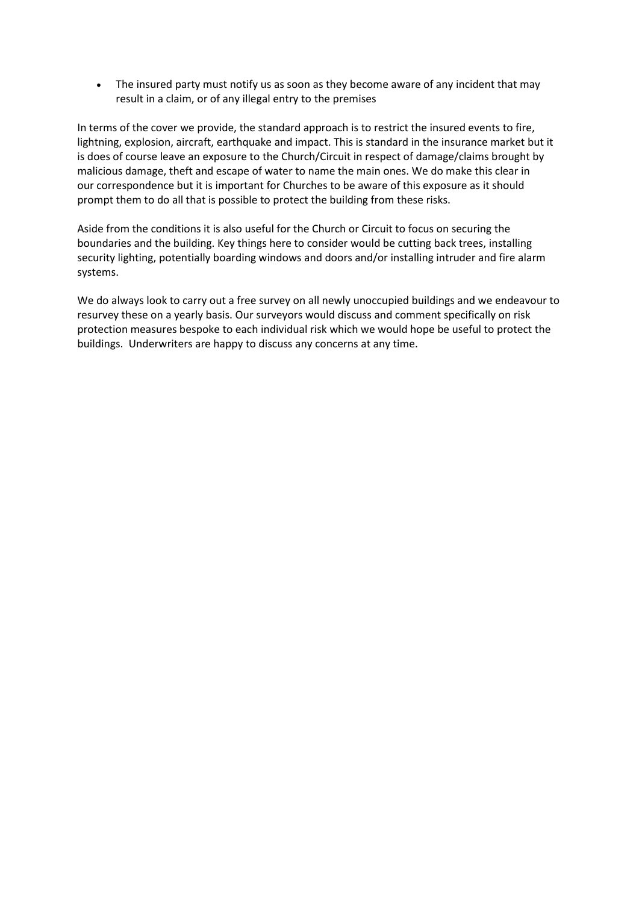- The insured party must notify us as soon as they become aware of any incident that may result in a claim, or of any illegal entry to the premises

In terms of the cover we provide, the standard approach is to restrict the insured events to fire, lightning, explosion, aircraft, earthquake and impact. This is standard in the insurance market but it is does of course leave an exposure to the Church/Circuit in respect of damage/claims brought by malicious damage, theft and escape of water to name the main ones. We do make this clear in our correspondence but it is important for Churches to be aware of this exposure as it should prompt them to do all that is possible to protect the building from these risks.

Aside from the conditions it is also useful for the Church or Circuit to focus on securing the boundaries and the building. Key things here to consider would be cutting back trees, installing security lighting, potentially boarding windows and doors and/or installing intruder and fire alarm systems.

We do always look to carry out a free survey on all newly unoccupied buildings and we endeavour to resurvey these on a yearly basis. Our surveyors would discuss and comment specifically on risk protection measures bespoke to each individual risk which we would hope be useful to protect the buildings. Underwriters are happy to discuss any concerns at any time.